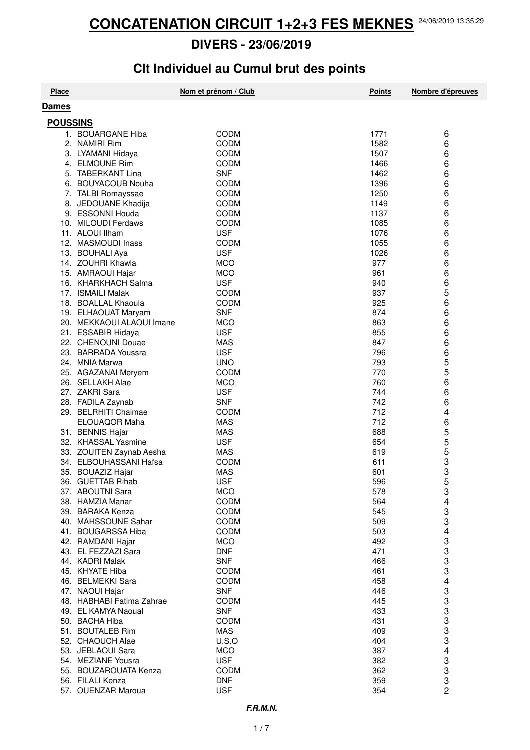# CONCATENATION CIRCUIT 1+2+3 FES MEKNES

24/06/2019 13:35:29

## DIVERS - 23/06/2019

## Clt Individuel au Cumul brut des points

| Place | Nom et prénom / Club | | Points | Nombre d'épreuves |
|---|---|---|---|---|
| **Dames** | | | | |
| **POUSSINS** | | | | |
| 1. | BOUARGANE Hiba | CODM | 1771 | 6 |
| 2. | NAMIRI Rim | CODM | 1582 | 6 |
| 3. | LYAMANI Hidaya | CODM | 1507 | 6 |
| 4. | ELMOUNE Rim | CODM | 1466 | 6 |
| 5. | TABERKANT Lina | SNF | 1462 | 6 |
| 6. | BOUYACOUB Nouha | CODM | 1396 | 6 |
| 7. | TALBI Romayssae | CODM | 1250 | 6 |
| 8. | JEDOUANE Khadija | CODM | 1149 | 6 |
| 9. | ESSONNI Houda | CODM | 1137 | 6 |
| 10. | MILOUDI Ferdaws | CODM | 1085 | 6 |
| 11. | ALOUI Ilham | USF | 1076 | 6 |
| 12. | MASMOUDI Inass | CODM | 1055 | 6 |
| 13. | BOUHALI Aya | USF | 1026 | 6 |
| 14. | ZOUHRI Khawla | MCO | 977 | 6 |
| 15. | AMRAOUI Hajar | MCO | 961 | 6 |
| 16. | KHARKHACH Salma | USF | 940 | 6 |
| 17. | ISMAILI Malak | CODM | 937 | 5 |
| 18. | BOALLAL Khaoula | CODM | 925 | 6 |
| 19. | ELHAOUAT Maryam | SNF | 874 | 6 |
| 20. | MEKKAOUI ALAOUI Imane | MCO | 863 | 6 |
| 21. | ESSABIR Hidaya | USF | 855 | 6 |
| 22. | CHENOUNI Douae | MAS | 847 | 6 |
| 23. | BARRADA Youssra | USF | 796 | 6 |
| 24. | MNIA Marwa | UNO | 793 | 5 |
| 25. | AGAZANAI Meryem | CODM | 770 | 5 |
| 26. | SELLAKH Alae | MCO | 760 | 6 |
| 27. | ZAKRI Sara | USF | 744 | 6 |
| 28. | FADILA Zaynab | SNF | 742 | 6 |
| 29. | BELRHITI Chaimae | CODM | 712 | 4 |
| | ELOUAQOR Maha | MAS | 712 | 6 |
| 31. | BENNIS Hajar | MAS | 688 | 5 |
| 32. | KHASSAL Yasmine | USF | 654 | 5 |
| 33. | ZOUITEN Zaynab Aesha | MAS | 619 | 5 |
| 34. | ELBOUHASSANI Hafsa | CODM | 611 | 3 |
| 35. | BOUAZIZ Hajar | MAS | 601 | 3 |
| 36. | GUETTAB Rihab | USF | 596 | 5 |
| 37. | ABOUTNI Sara | MCO | 578 | 3 |
| 38. | HAMZIA Manar | CODM | 564 | 4 |
| 39. | BARAKA Kenza | CODM | 545 | 3 |
| 40. | MAHSSOUNE Sahar | CODM | 509 | 3 |
| 41. | BOUGARSSA Hiba | CODM | 503 | 4 |
| 42. | RAMDANI Hajar | MCO | 492 | 3 |
| 43. | EL FEZZAZI Sara | DNF | 471 | 3 |
| 44. | KADRI Malak | SNF | 466 | 3 |
| 45. | KHYATE Hiba | CODM | 461 | 3 |
| 46. | BELMEKKI Sara | CODM | 458 | 4 |
| 47. | NAOUI Hajar | SNF | 446 | 3 |
| 48. | HABHABI Fatima Zahrae | CODM | 445 | 3 |
| 49. | EL KAMYA Naoual | SNF | 433 | 3 |
| 50. | BACHA Hiba | CODM | 431 | 3 |
| 51. | BOUTALEB Rim | MAS | 409 | 3 |
| 52. | CHAOUCH Alae | U.S.O | 404 | 3 |
| 53. | JEBLAOUI Sara | MCO | 387 | 4 |
| 54. | MEZIANE Yousra | USF | 382 | 3 |
| 55. | BOUZAROUATA Kenza | CODM | 362 | 3 |
| 56. | FILALI Kenza | DNF | 359 | 3 |
| 57. | OUENZAR Maroua | USF | 354 | 2 |

***F.R.M.N.***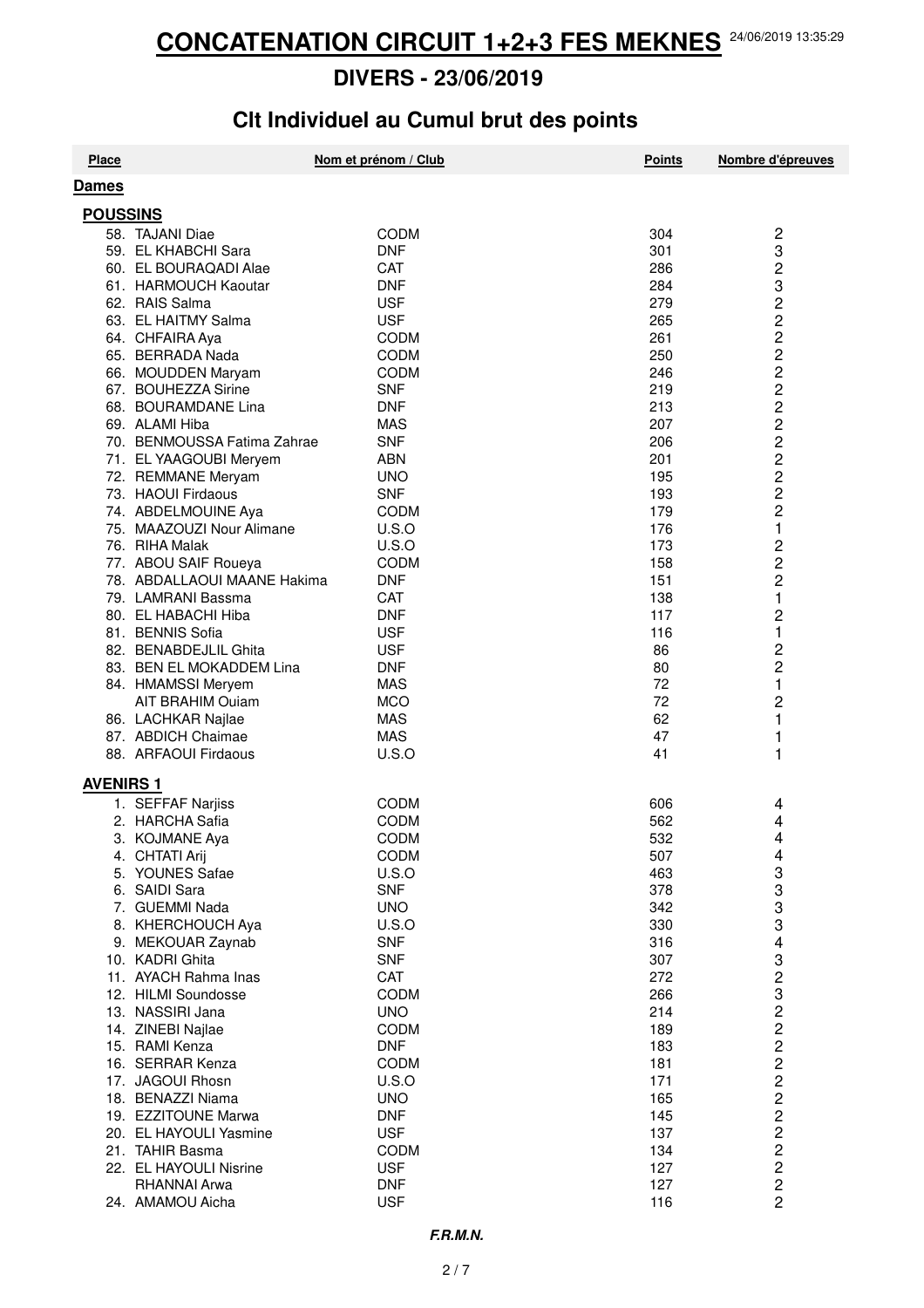# CONCATENATION CIRCUIT 1+2+3 FES MEKNES

24/06/2019 13:35:29

## DIVERS - 23/06/2019

## Clt Individuel au Cumul brut des points

| Place | Nom et prénom / Club | | Points | Nombre d'épreuves |
|---|---|---|---|---|
| **Dames** | | | | |
| **POUSSINS** | | | | |
| 58. | TAJANI Diae | CODM | 304 | 2 |
| 59. | EL KHABCHI Sara | DNF | 301 | 3 |
| 60. | EL BOURAQADI Alae | CAT | 286 | 2 |
| 61. | HARMOUCH Kaoutar | DNF | 284 | 3 |
| 62. | RAIS Salma | USF | 279 | 2 |
| 63. | EL HAITMY Salma | USF | 265 | 2 |
| 64. | CHFAIRA Aya | CODM | 261 | 2 |
| 65. | BERRADA Nada | CODM | 250 | 2 |
| 66. | MOUDDEN Maryam | CODM | 246 | 2 |
| 67. | BOUHEZZA Sirine | SNF | 219 | 2 |
| 68. | BOURAMDANE Lina | DNF | 213 | 2 |
| 69. | ALAMI Hiba | MAS | 207 | 2 |
| 70. | BENMOUSSA Fatima Zahrae | SNF | 206 | 2 |
| 71. | EL YAAGOUBI Meryem | ABN | 201 | 2 |
| 72. | REMMANE Meryam | UNO | 195 | 2 |
| 73. | HAOUI Firdaous | SNF | 193 | 2 |
| 74. | ABDELMOUINE Aya | CODM | 179 | 2 |
| 75. | MAAZOUZI Nour Alimane | U.S.O | 176 | 1 |
| 76. | RIHA Malak | U.S.O | 173 | 2 |
| 77. | ABOU SAIF Roueya | CODM | 158 | 2 |
| 78. | ABDALLAOUI MAANE Hakima | DNF | 151 | 2 |
| 79. | LAMRANI Bassma | CAT | 138 | 1 |
| 80. | EL HABACHI Hiba | DNF | 117 | 2 |
| 81. | BENNIS Sofia | USF | 116 | 1 |
| 82. | BENABDEJLIL Ghita | USF | 86 | 2 |
| 83. | BEN EL MOKADDEM Lina | DNF | 80 | 2 |
| 84. | HMAMSSI Meryem | MAS | 72 | 1 |
| | AIT BRAHIM Ouiam | MCO | 72 | 2 |
| 86. | LACHKAR Najlae | MAS | 62 | 1 |
| 87. | ABDICH Chaimae | MAS | 47 | 1 |
| 88. | ARFAOUI Firdaous | U.S.O | 41 | 1 |
| **AVENIRS 1** | | | | |
| 1. | SEFFAF Narjiss | CODM | 606 | 4 |
| 2. | HARCHA Safia | CODM | 562 | 4 |
| 3. | KOJMANE Aya | CODM | 532 | 4 |
| 4. | CHTATI Arij | CODM | 507 | 4 |
| 5. | YOUNES Safae | U.S.O | 463 | 3 |
| 6. | SAIDI Sara | SNF | 378 | 3 |
| 7. | GUEMMI Nada | UNO | 342 | 3 |
| 8. | KHERCHOUCH Aya | U.S.O | 330 | 3 |
| 9. | MEKOUAR Zaynab | SNF | 316 | 4 |
| 10. | KADRI Ghita | SNF | 307 | 3 |
| 11. | AYACH Rahma Inas | CAT | 272 | 2 |
| 12. | HILMI Soundosse | CODM | 266 | 3 |
| 13. | NASSIRI Jana | UNO | 214 | 2 |
| 14. | ZINEBI Najlae | CODM | 189 | 2 |
| 15. | RAMI Kenza | DNF | 183 | 2 |
| 16. | SERRAR Kenza | CODM | 181 | 2 |
| 17. | JAGOUI Rhosn | U.S.O | 171 | 2 |
| 18. | BENAZZI Niama | UNO | 165 | 2 |
| 19. | EZZITOUNE Marwa | DNF | 145 | 2 |
| 20. | EL HAYOULI Yasmine | USF | 137 | 2 |
| 21. | TAHIR Basma | CODM | 134 | 2 |
| 22. | EL HAYOULI Nisrine | USF | 127 | 2 |
| | RHANNAI Arwa | DNF | 127 | 2 |
| 24. | AMAMOU Aicha | USF | 116 | 2 |

***F.R.M.N.***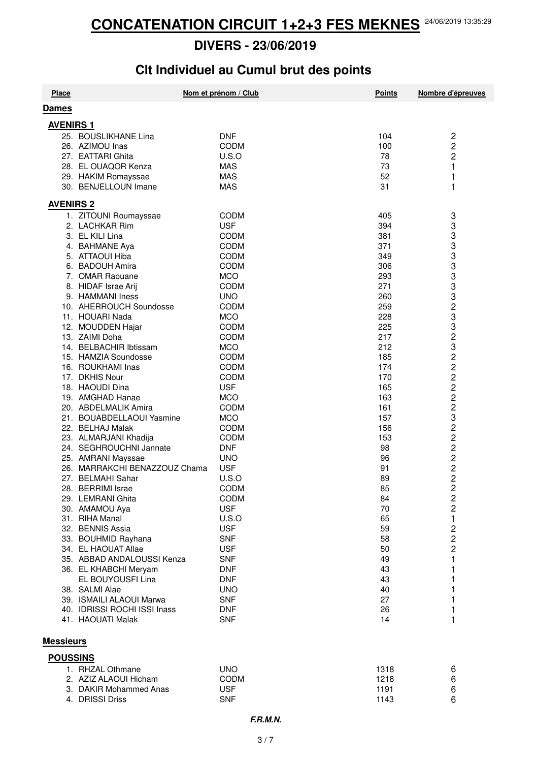# CONCATENATION CIRCUIT 1+2+3 FES MEKNES

24/06/2019 13:35:29

## DIVERS - 23/06/2019

## Clt Individuel au Cumul brut des points

| Place | Nom et prénom | Club | Points | Nombre d'épreuves |
|---|---|---|---|---|
| **Dames** | | | | |
| **AVENIRS 1** | | | | |
| 25. | BOUSLIKHANE Lina | DNF | 104 | 2 |
| 26. | AZIMOU Inas | CODM | 100 | 2 |
| 27. | EATTARI Ghita | U.S.O | 78 | 2 |
| 28. | EL OUAQOR Kenza | MAS | 73 | 1 |
| 29. | HAKIM Romayssae | MAS | 52 | 1 |
| 30. | BENJELLOUN Imane | MAS | 31 | 1 |
| **AVENIRS 2** | | | | |
| 1. | ZITOUNI Roumayssae | CODM | 405 | 3 |
| 2. | LACHKAR Rim | USF | 394 | 3 |
| 3. | EL KILI Lina | CODM | 381 | 3 |
| 4. | BAHMANE Aya | CODM | 371 | 3 |
| 5. | ATTAOUI Hiba | CODM | 349 | 3 |
| 6. | BADOUH Amira | CODM | 306 | 3 |
| 7. | OMAR Raouane | MCO | 293 | 3 |
| 8. | HIDAF Israe Arij | CODM | 271 | 3 |
| 9. | HAMMANI Iness | UNO | 260 | 3 |
| 10. | AHERROUCH Soundosse | CODM | 259 | 2 |
| 11. | HOUARI Nada | MCO | 228 | 3 |
| 12. | MOUDDEN Hajar | CODM | 225 | 3 |
| 13. | ZAIMI Doha | CODM | 217 | 2 |
| 14. | BELBACHIR Ibtissam | MCO | 212 | 3 |
| 15. | HAMZIA Soundosse | CODM | 185 | 2 |
| 16. | ROUKHAMI Inas | CODM | 174 | 2 |
| 17. | DKHIS Nour | CODM | 170 | 2 |
| 18. | HAOUDI Dina | USF | 165 | 2 |
| 19. | AMGHAD Hanae | MCO | 163 | 2 |
| 20. | ABDELMALIK Amira | CODM | 161 | 2 |
| 21. | BOUABDELLAOUI Yasmine | MCO | 157 | 3 |
| 22. | BELHAJ Malak | CODM | 156 | 2 |
| 23. | ALMARJANI Khadija | CODM | 153 | 2 |
| 24. | SEGHROUCHNI Jannate | DNF | 98 | 2 |
| 25. | AMRANI Mayssae | UNO | 96 | 2 |
| 26. | MARRAKCHI BENAZZOUZ Chama | USF | 91 | 2 |
| 27. | BELMAHI Sahar | U.S.O | 89 | 2 |
| 28. | BERRIMI Israe | CODM | 85 | 2 |
| 29. | LEMRANI Ghita | CODM | 84 | 2 |
| 30. | AMAMOU Aya | USF | 70 | 2 |
| 31. | RIHA Manal | U.S.O | 65 | 1 |
| 32. | BENNIS Assia | USF | 59 | 2 |
| 33. | BOUHMID Rayhana | SNF | 58 | 2 |
| 34. | EL HAOUAT Allae | USF | 50 | 2 |
| 35. | ABBAD ANDALOUSSI Kenza | SNF | 49 | 1 |
| 36. | EL KHABCHI Meryam | DNF | 43 | 1 |
| | EL BOUYOUSFI Lina | DNF | 43 | 1 |
| 38. | SALMI Alae | UNO | 40 | 1 |
| 39. | ISMAILI ALAOUI Marwa | SNF | 27 | 1 |
| 40. | IDRISSI ROCHI ISSI Inass | DNF | 26 | 1 |
| 41. | HAOUATI Malak | SNF | 14 | 1 |
| **Messieurs** | | | | |
| **POUSSINS** | | | | |
| 1. | RHZAL Othmane | UNO | 1318 | 6 |
| 2. | AZIZ ALAOUI Hicham | CODM | 1218 | 6 |
| 3. | DAKIR Mohammed Anas | USF | 1191 | 6 |
| 4. | DRISSI Driss | SNF | 1143 | 6 |

***F.R.M.N.***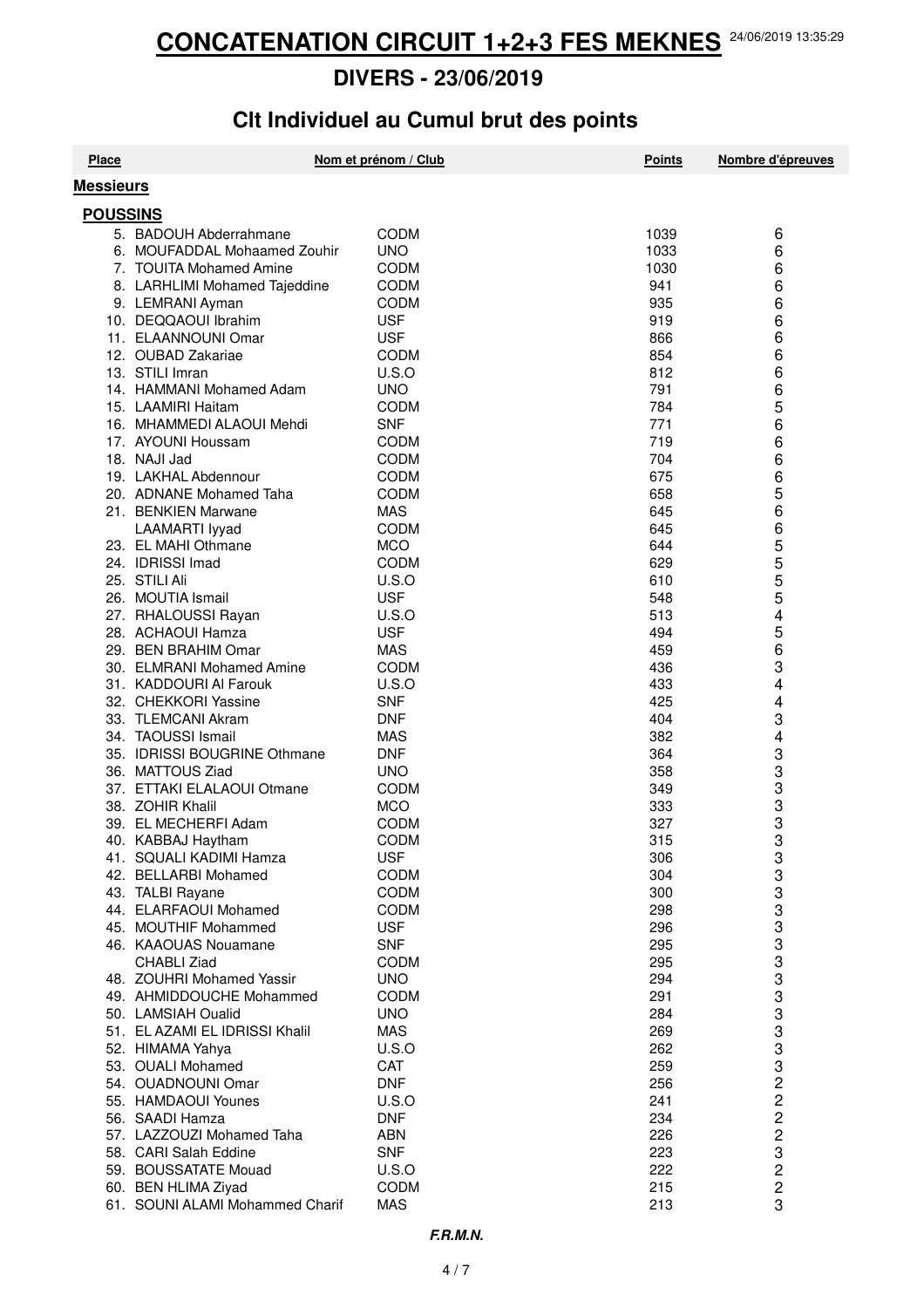# CONCATENATION CIRCUIT 1+2+3 FES MEKNES

24/06/2019 13:35:29

## DIVERS - 23/06/2019

## Clt Individuel au Cumul brut des points

| Place | Nom et prénom / Club | | Points | Nombre d'épreuves |
|---|---|---|---|---|
| **Messieurs** | | | | |
| **POUSSINS** | | | | |
| 5. | BADOUH Abderrahmane | CODM | 1039 | 6 |
| 6. | MOUFADDAL Mohaamed Zouhir | UNO | 1033 | 6 |
| 7. | TOUITA Mohamed Amine | CODM | 1030 | 6 |
| 8. | LARHLIMI Mohamed Tajeddine | CODM | 941 | 6 |
| 9. | LEMRANI Ayman | CODM | 935 | 6 |
| 10. | DEQQAOUI Ibrahim | USF | 919 | 6 |
| 11. | ELAANNOUNI Omar | USF | 866 | 6 |
| 12. | OUBAD Zakariae | CODM | 854 | 6 |
| 13. | STILI Imran | U.S.O | 812 | 6 |
| 14. | HAMMANI Mohamed Adam | UNO | 791 | 6 |
| 15. | LAAMIRI Haitam | CODM | 784 | 5 |
| 16. | MHAMMEDI ALAOUI Mehdi | SNF | 771 | 6 |
| 17. | AYOUNI Houssam | CODM | 719 | 6 |
| 18. | NAJI Jad | CODM | 704 | 6 |
| 19. | LAKHAL Abdennour | CODM | 675 | 6 |
| 20. | ADNANE Mohamed Taha | CODM | 658 | 5 |
| 21. | BENKIEN Marwane | MAS | 645 | 6 |
| | LAAMARTI Iyyad | CODM | 645 | 6 |
| 23. | EL MAHI Othmane | MCO | 644 | 5 |
| 24. | IDRISSI Imad | CODM | 629 | 5 |
| 25. | STILI Ali | U.S.O | 610 | 5 |
| 26. | MOUTIA Ismail | USF | 548 | 5 |
| 27. | RHALOUSSI Rayan | U.S.O | 513 | 4 |
| 28. | ACHAOUI Hamza | USF | 494 | 5 |
| 29. | BEN BRAHIM Omar | MAS | 459 | 6 |
| 30. | ELMRANI Mohamed Amine | CODM | 436 | 3 |
| 31. | KADDOURI Al Farouk | U.S.O | 433 | 4 |
| 32. | CHEKKORI Yassine | SNF | 425 | 4 |
| 33. | TLEMCANI Akram | DNF | 404 | 3 |
| 34. | TAOUSSI Ismail | MAS | 382 | 4 |
| 35. | IDRISSI BOUGRINE Othmane | DNF | 364 | 3 |
| 36. | MATTOUS Ziad | UNO | 358 | 3 |
| 37. | ETTAKI ELALAOUI Otmane | CODM | 349 | 3 |
| 38. | ZOHIR Khalil | MCO | 333 | 3 |
| 39. | EL MECHERFI Adam | CODM | 327 | 3 |
| 40. | KABBAJ Haytham | CODM | 315 | 3 |
| 41. | SQUALI KADIMI Hamza | USF | 306 | 3 |
| 42. | BELLARBI Mohamed | CODM | 304 | 3 |
| 43. | TALBI Rayane | CODM | 300 | 3 |
| 44. | ELARFAOUI Mohamed | CODM | 298 | 3 |
| 45. | MOUTHIF Mohammed | USF | 296 | 3 |
| 46. | KAAOUAS Nouamane | SNF | 295 | 3 |
| | CHABLI Ziad | CODM | 295 | 3 |
| 48. | ZOUHRI Mohamed Yassir | UNO | 294 | 3 |
| 49. | AHMIDDOUCHE Mohammed | CODM | 291 | 3 |
| 50. | LAMSIAH Oualid | UNO | 284 | 3 |
| 51. | EL AZAMI EL IDRISSI Khalil | MAS | 269 | 3 |
| 52. | HIMAMA Yahya | U.S.O | 262 | 3 |
| 53. | OUALI Mohamed | CAT | 259 | 3 |
| 54. | OUADNOUNI Omar | DNF | 256 | 2 |
| 55. | HAMDAOUI Younes | U.S.O | 241 | 2 |
| 56. | SAADI Hamza | DNF | 234 | 2 |
| 57. | LAZZOUZI Mohamed Taha | ABN | 226 | 2 |
| 58. | CARI Salah Eddine | SNF | 223 | 3 |
| 59. | BOUSSATATE Mouad | U.S.O | 222 | 2 |
| 60. | BEN HLIMA Ziyad | CODM | 215 | 2 |
| 61. | SOUNI ALAMI Mohammed Charif | MAS | 213 | 3 |

***F.R.M.N.***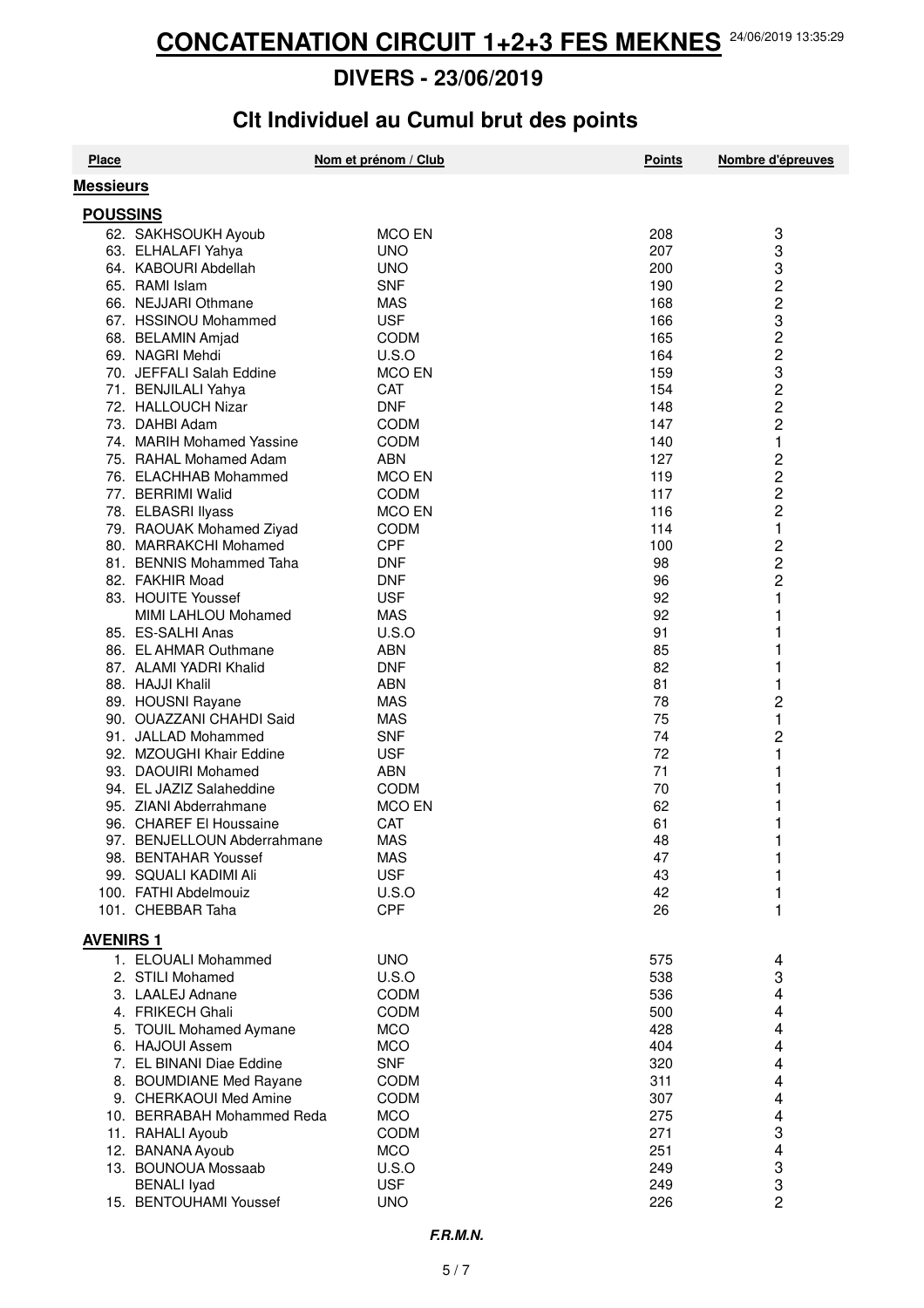# CONCATENATION CIRCUIT 1+2+3 FES MEKNES

24/06/2019 13:35:29

## DIVERS - 23/06/2019

## Clt Individuel au Cumul brut des points

| Place | Nom et prénom / Club | | Points | Nombre d'épreuves |
|---|---|---|---|---|
| **Messieurs** | | | | |
| **POUSSINS** | | | | |
| 62. | SAKHSOUKH Ayoub | MCO EN | 208 | 3 |
| 63. | ELHALAFI Yahya | UNO | 207 | 3 |
| 64. | KABOURI Abdellah | UNO | 200 | 3 |
| 65. | RAMI Islam | SNF | 190 | 2 |
| 66. | NEJJARI Othmane | MAS | 168 | 2 |
| 67. | HSSINOU Mohammed | USF | 166 | 3 |
| 68. | BELAMIN Amjad | CODM | 165 | 2 |
| 69. | NAGRI Mehdi | U.S.O | 164 | 2 |
| 70. | JEFFALI Salah Eddine | MCO EN | 159 | 3 |
| 71. | BENJILALI Yahya | CAT | 154 | 2 |
| 72. | HALLOUCH Nizar | DNF | 148 | 2 |
| 73. | DAHBI Adam | CODM | 147 | 2 |
| 74. | MARIH Mohamed Yassine | CODM | 140 | 1 |
| 75. | RAHAL Mohamed Adam | ABN | 127 | 2 |
| 76. | ELACHHAB Mohammed | MCO EN | 119 | 2 |
| 77. | BERRIMI Walid | CODM | 117 | 2 |
| 78. | ELBASRI Ilyass | MCO EN | 116 | 2 |
| 79. | RAOUAK Mohamed Ziyad | CODM | 114 | 1 |
| 80. | MARRAKCHI Mohamed | CPF | 100 | 2 |
| 81. | BENNIS Mohammed Taha | DNF | 98 | 2 |
| 82. | FAKHIR Moad | DNF | 96 | 2 |
| 83. | HOUITE Youssef | USF | 92 | 1 |
| | MIMI LAHLOU Mohamed | MAS | 92 | 1 |
| 85. | ES-SALHI Anas | U.S.O | 91 | 1 |
| 86. | EL AHMAR Outhmane | ABN | 85 | 1 |
| 87. | ALAMI YADRI Khalid | DNF | 82 | 1 |
| 88. | HAJJI Khalil | ABN | 81 | 1 |
| 89. | HOUSNI Rayane | MAS | 78 | 2 |
| 90. | OUAZZANI CHAHDI Said | MAS | 75 | 1 |
| 91. | JALLAD Mohammed | SNF | 74 | 2 |
| 92. | MZOUGHI Khair Eddine | USF | 72 | 1 |
| 93. | DAOUIRI Mohamed | ABN | 71 | 1 |
| 94. | EL JAZIZ Salaheddine | CODM | 70 | 1 |
| 95. | ZIANI Abderrahmane | MCO EN | 62 | 1 |
| 96. | CHAREF El Houssaine | CAT | 61 | 1 |
| 97. | BENJELLOUN Abderrahmane | MAS | 48 | 1 |
| 98. | BENTAHAR Youssef | MAS | 47 | 1 |
| 99. | SQUALI KADIMI Ali | USF | 43 | 1 |
| 100. | FATHI Abdelmouiz | U.S.O | 42 | 1 |
| 101. | CHEBBAR Taha | CPF | 26 | 1 |
| **AVENIRS 1** | | | | |
| 1. | ELOUALI Mohammed | UNO | 575 | 4 |
| 2. | STILI Mohamed | U.S.O | 538 | 3 |
| 3. | LAALEJ Adnane | CODM | 536 | 4 |
| 4. | FRIKECH Ghali | CODM | 500 | 4 |
| 5. | TOUIL Mohamed Aymane | MCO | 428 | 4 |
| 6. | HAJOUI Assem | MCO | 404 | 4 |
| 7. | EL BINANI Diae Eddine | SNF | 320 | 4 |
| 8. | BOUMDIANE Med Rayane | CODM | 311 | 4 |
| 9. | CHERKAOUI Med Amine | CODM | 307 | 4 |
| 10. | BERRABAH Mohammed Reda | MCO | 275 | 4 |
| 11. | RAHALI Ayoub | CODM | 271 | 3 |
| 12. | BANANA Ayoub | MCO | 251 | 4 |
| 13. | BOUNOUA Mossaab | U.S.O | 249 | 3 |
| | BENALI Iyad | USF | 249 | 3 |
| 15. | BENTOUHAMI Youssef | UNO | 226 | 2 |

***F.R.M.N.***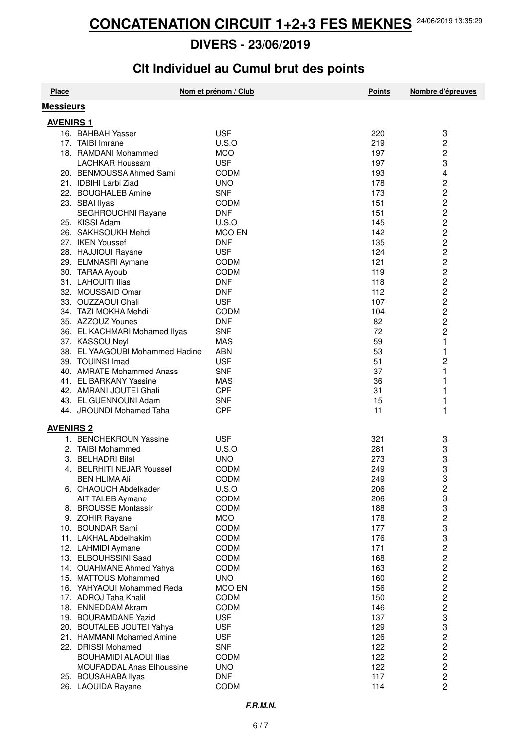# CONCATENATION CIRCUIT 1+2+3 FES MEKNES

24/06/2019 13:35:29

## DIVERS - 23/06/2019

## Clt Individuel au Cumul brut des points

| Place | Nom et prénom | Club | Points | Nombre d'épreuves |
|---|---|---|---|---|
| **Messieurs** | | | | |
| **AVENIRS 1** | | | | |
| 16. | BAHBAH Yasser | USF | 220 | 3 |
| 17. | TAIBI Imrane | U.S.O | 219 | 2 |
| 18. | RAMDANI Mohammed | MCO | 197 | 2 |
| | LACHKAR Houssam | USF | 197 | 3 |
| 20. | BENMOUSSA Ahmed Sami | CODM | 193 | 4 |
| 21. | IDBIHI Larbi Ziad | UNO | 178 | 2 |
| 22. | BOUGHALEB Amine | SNF | 173 | 2 |
| 23. | SBAI Ilyas | CODM | 151 | 2 |
| | SEGHROUCHNI Rayane | DNF | 151 | 2 |
| 25. | KISSI Adam | U.S.O | 145 | 2 |
| 26. | SAKHSOUKH Mehdi | MCO EN | 142 | 2 |
| 27. | IKEN Youssef | DNF | 135 | 2 |
| 28. | HAJJIOUI Rayane | USF | 124 | 2 |
| 29. | ELMNASRI Aymane | CODM | 121 | 2 |
| 30. | TARAA Ayoub | CODM | 119 | 2 |
| 31. | LAHOUITI Ilias | DNF | 118 | 2 |
| 32. | MOUSSAID Omar | DNF | 112 | 2 |
| 33. | OUZZAOUI Ghali | USF | 107 | 2 |
| 34. | TAZI MOKHA Mehdi | CODM | 104 | 2 |
| 35. | AZZOUZ Younes | DNF | 82 | 2 |
| 36. | EL KACHMARI Mohamed Ilyas | SNF | 72 | 2 |
| 37. | KASSOU Neyl | MAS | 59 | 1 |
| 38. | EL YAAGOUBI Mohammed Hadine | ABN | 53 | 1 |
| 39. | TOUINSI Imad | USF | 51 | 2 |
| 40. | AMRATE Mohammed Anass | SNF | 37 | 1 |
| 41. | EL BARKANY Yassine | MAS | 36 | 1 |
| 42. | AMRANI JOUTEI Ghali | CPF | 31 | 1 |
| 43. | EL GUENNOUNI Adam | SNF | 15 | 1 |
| 44. | JROUNDI Mohamed Taha | CPF | 11 | 1 |
| **AVENIRS 2** | | | | |
| 1. | BENCHEKROUN Yassine | USF | 321 | 3 |
| 2. | TAIBI Mohammed | U.S.O | 281 | 3 |
| 3. | BELHADRI Bilal | UNO | 273 | 3 |
| 4. | BELRHITI NEJAR Youssef | CODM | 249 | 3 |
| | BEN HLIMA Ali | CODM | 249 | 3 |
| 6. | CHAOUCH Abdelkader | U.S.O | 206 | 2 |
| | AIT TALEB Aymane | CODM | 206 | 3 |
| 8. | BROUSSE Montassir | CODM | 188 | 3 |
| 9. | ZOHIR Rayane | MCO | 178 | 2 |
| 10. | BOUNDAR Sami | CODM | 177 | 3 |
| 11. | LAKHAL Abdelhakim | CODM | 176 | 3 |
| 12. | LAHMIDI Aymane | CODM | 171 | 2 |
| 13. | ELBOUHSSINI Saad | CODM | 168 | 2 |
| 14. | OUAHMANE Ahmed Yahya | CODM | 163 | 2 |
| 15. | MATTOUS Mohammed | UNO | 160 | 2 |
| 16. | YAHYAOUI Mohammed Reda | MCO EN | 156 | 2 |
| 17. | ADROJ Taha Khalil | CODM | 150 | 2 |
| 18. | ENNEDDAM Akram | CODM | 146 | 2 |
| 19. | BOURAMDANE Yazid | USF | 137 | 3 |
| 20. | BOUTALEB JOUTEI Yahya | USF | 129 | 3 |
| 21. | HAMMANI Mohamed Amine | USF | 126 | 2 |
| 22. | DRISSI Mohamed | SNF | 122 | 2 |
| | BOUHAMIDI ALAOUI Ilias | CODM | 122 | 2 |
| | MOUFADDAL Anas Elhoussine | UNO | 122 | 2 |
| 25. | BOUSAHABA Ilyas | DNF | 117 | 2 |
| 26. | LAOUIDA Rayane | CODM | 114 | 2 |

***F.R.M.N.***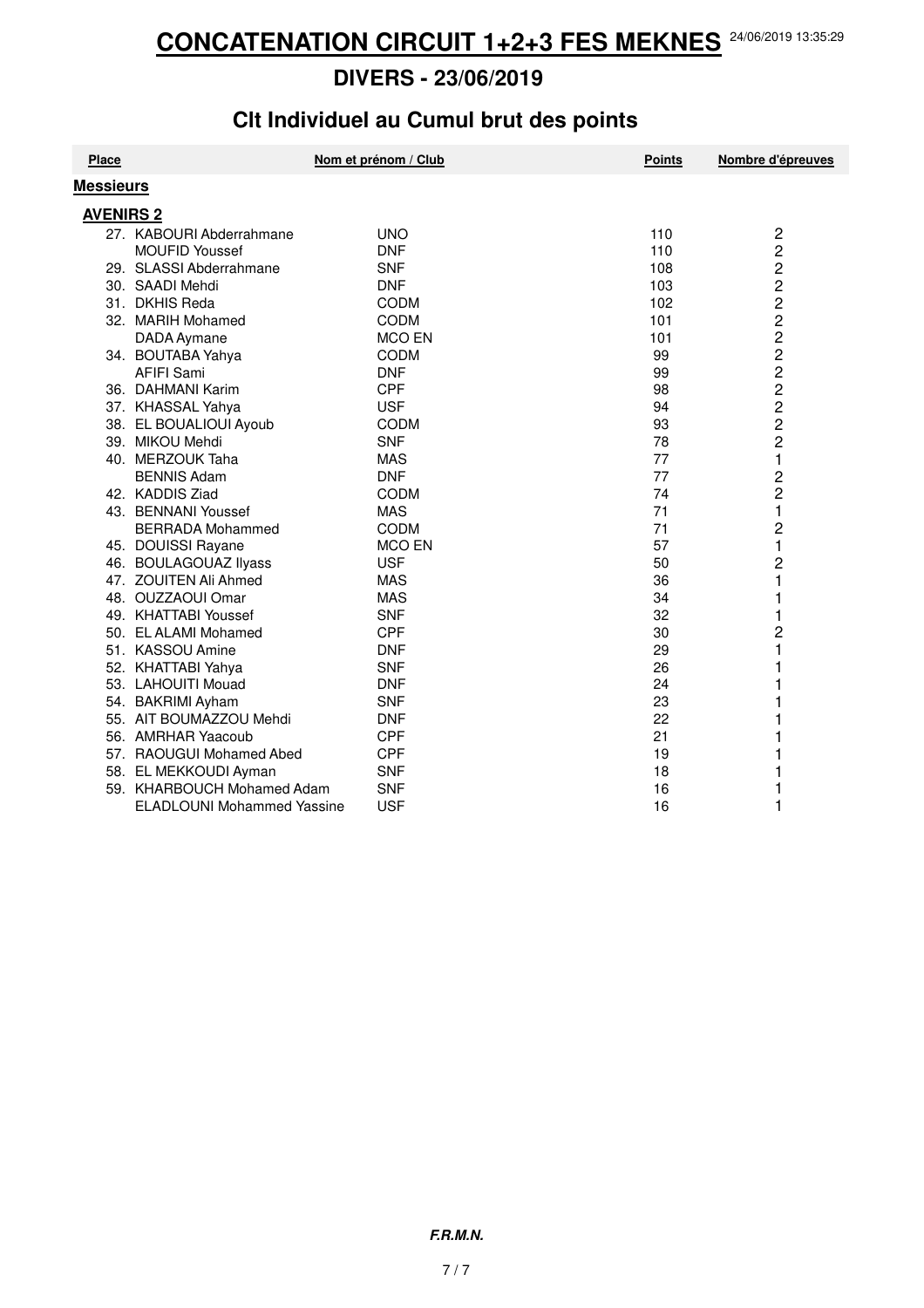# CONCATENATION CIRCUIT 1+2+3 FES MEKNES

24/06/2019 13:35:29

## DIVERS - 23/06/2019

## Clt Individuel au Cumul brut des points

| Place | Nom et prénom / Club | | Points | Nombre d'épreuves |
|---|---|---|---|---|
| **Messieurs** | | | | |
| **AVENIRS 2** | | | | |
| 27. | KABOURI Abderrahmane | UNO | 110 | 2 |
| | MOUFID Youssef | DNF | 110 | 2 |
| 29. | SLASSI Abderrahmane | SNF | 108 | 2 |
| 30. | SAADI Mehdi | DNF | 103 | 2 |
| 31. | DKHIS Reda | CODM | 102 | 2 |
| 32. | MARIH Mohamed | CODM | 101 | 2 |
| | DADA Aymane | MCO EN | 101 | 2 |
| 34. | BOUTABA Yahya | CODM | 99 | 2 |
| | AFIFI Sami | DNF | 99 | 2 |
| 36. | DAHMANI Karim | CPF | 98 | 2 |
| 37. | KHASSAL Yahya | USF | 94 | 2 |
| 38. | EL BOUALIOUI Ayoub | CODM | 93 | 2 |
| 39. | MIKOU Mehdi | SNF | 78 | 2 |
| 40. | MERZOUK Taha | MAS | 77 | 1 |
| | BENNIS Adam | DNF | 77 | 2 |
| 42. | KADDIS Ziad | CODM | 74 | 2 |
| 43. | BENNANI Youssef | MAS | 71 | 1 |
| | BERRADA Mohammed | CODM | 71 | 2 |
| 45. | DOUISSI Rayane | MCO EN | 57 | 1 |
| 46. | BOULAGOUAZ Ilyass | USF | 50 | 2 |
| 47. | ZOUITEN Ali Ahmed | MAS | 36 | 1 |
| 48. | OUZZAOUI Omar | MAS | 34 | 1 |
| 49. | KHATTABI Youssef | SNF | 32 | 1 |
| 50. | EL ALAMI Mohamed | CPF | 30 | 2 |
| 51. | KASSOU Amine | DNF | 29 | 1 |
| 52. | KHATTABI Yahya | SNF | 26 | 1 |
| 53. | LAHOUITI Mouad | DNF | 24 | 1 |
| 54. | BAKRIMI Ayham | SNF | 23 | 1 |
| 55. | AIT BOUMAZZOU Mehdi | DNF | 22 | 1 |
| 56. | AMRHAR Yaacoub | CPF | 21 | 1 |
| 57. | RAOUGUI Mohamed Abed | CPF | 19 | 1 |
| 58. | EL MEKKOUDI Ayman | SNF | 18 | 1 |
| 59. | KHARBOUCH Mohamed Adam | SNF | 16 | 1 |
| | ELADLOUNI Mohammed Yassine | USF | 16 | 1 |

***F.R.M.N.***